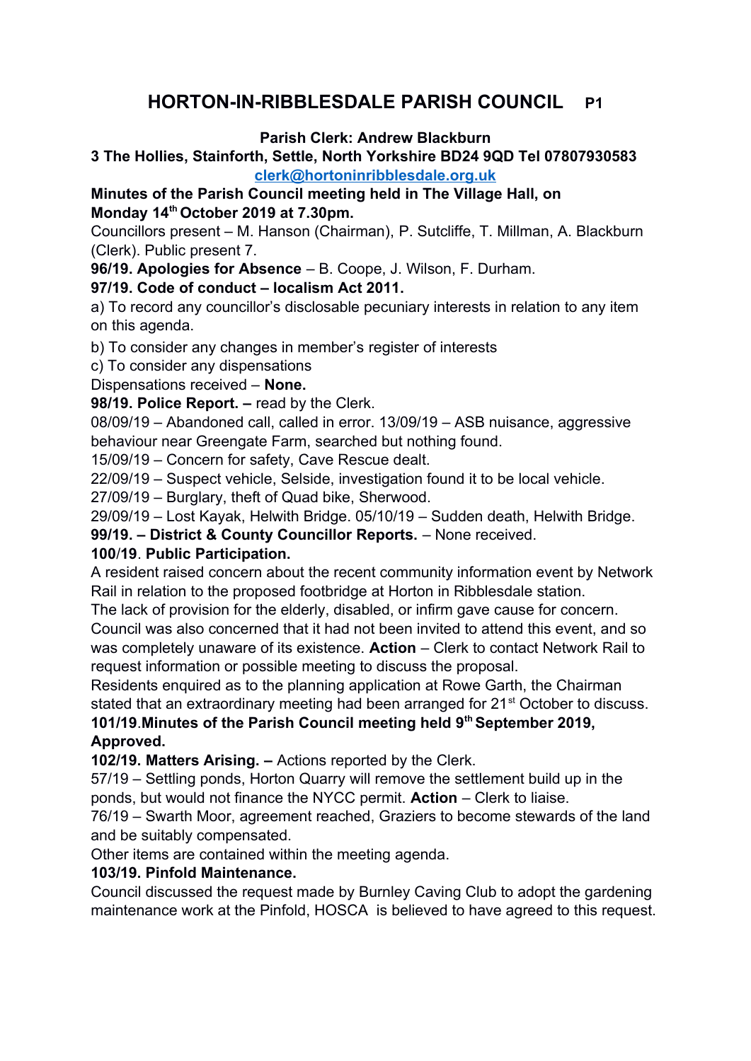# HORTON-IN-RIBBLESDALE PARISH COUNCIL P1

**Parish Clerk: Andrew Blackburn**

**3 The Hollies, Stainforth, Settle, North Yorkshire BD24 9QD Tel 07807930583**
**clerk@hortoninribblesdale.org.uk**

**Minutes of the Parish Council meeting held in The Village Hall, on Monday 14th October 2019 at 7.30pm.**

Councillors present – M. Hanson (Chairman), P. Sutcliffe, T. Millman, A. Blackburn (Clerk). Public present 7.

**96/19. Apologies for Absence** – B. Coope, J. Wilson, F. Durham.

**97/19. Code of conduct – localism Act 2011.**

a) To record any councillor's disclosable pecuniary interests in relation to any item on this agenda.

b) To consider any changes in member's register of interests

c) To consider any dispensations

Dispensations received – **None.**

**98/19. Police Report. –** read by the Clerk.

08/09/19 – Abandoned call, called in error. 13/09/19 – ASB nuisance, aggressive behaviour near Greengate Farm, searched but nothing found.

15/09/19 – Concern for safety, Cave Rescue dealt.

22/09/19 – Suspect vehicle, Selside, investigation found it to be local vehicle.

27/09/19 – Burglary, theft of Quad bike, Sherwood.

29/09/19 – Lost Kayak, Helwith Bridge. 05/10/19 – Sudden death, Helwith Bridge.

**99/19. – District & County Councillor Reports.** – None received.

**100/19**. **Public Participation.**

A resident raised concern about the recent community information event by Network Rail in relation to the proposed footbridge at Horton in Ribblesdale station.

The lack of provision for the elderly, disabled, or infirm gave cause for concern. Council was also concerned that it had not been invited to attend this event, and so was completely unaware of its existence. **Action** – Clerk to contact Network Rail to request information or possible meeting to discuss the proposal.

Residents enquired as to the planning application at Rowe Garth, the Chairman stated that an extraordinary meeting had been arranged for 21st October to discuss.

**101/19.Minutes of the Parish Council meeting held 9th September 2019, Approved.**

**102/19. Matters Arising. –** Actions reported by the Clerk.

57/19 – Settling ponds, Horton Quarry will remove the settlement build up in the ponds, but would not finance the NYCC permit. **Action** – Clerk to liaise.

76/19 – Swarth Moor, agreement reached, Graziers to become stewards of the land and be suitably compensated.

Other items are contained within the meeting agenda.

**103/19. Pinfold Maintenance.**

Council discussed the request made by Burnley Caving Club to adopt the gardening maintenance work at the Pinfold, HOSCA is believed to have agreed to this request.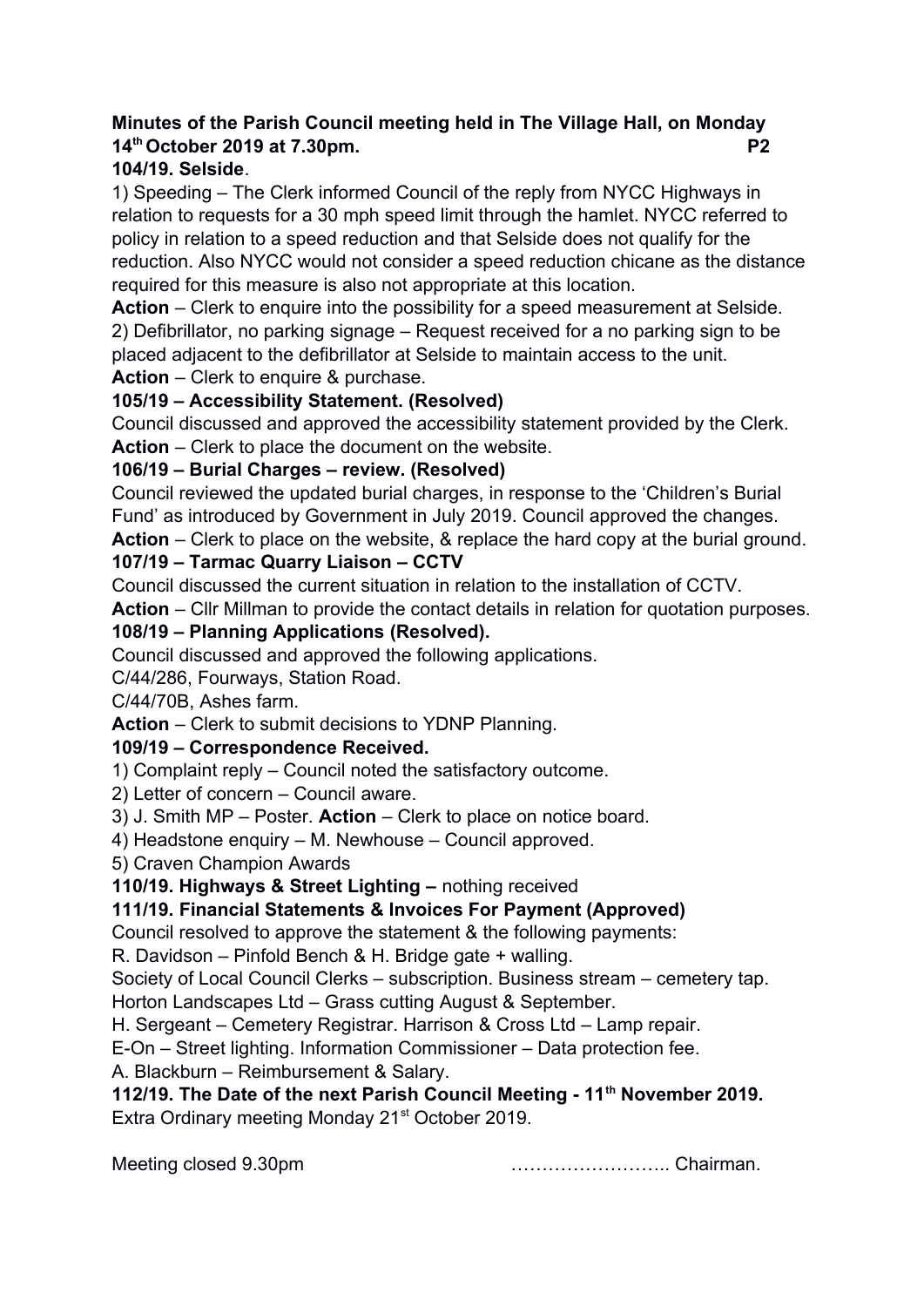**Minutes of the Parish Council meeting held in The Village Hall, on Monday 14th October 2019 at 7.30pm.**

**104/19. Selside**.

1) Speeding – The Clerk informed Council of the reply from NYCC Highways in relation to requests for a 30 mph speed limit through the hamlet. NYCC referred to policy in relation to a speed reduction and that Selside does not qualify for the reduction. Also NYCC would not consider a speed reduction chicane as the distance required for this measure is also not appropriate at this location.

**Action** – Clerk to enquire into the possibility for a speed measurement at Selside.

2) Defibrillator, no parking signage – Request received for a no parking sign to be placed adjacent to the defibrillator at Selside to maintain access to the unit.

**Action** – Clerk to enquire & purchase.

**105/19 – Accessibility Statement. (Resolved)**

Council discussed and approved the accessibility statement provided by the Clerk.

**Action** – Clerk to place the document on the website.

**106/19 – Burial Charges – review. (Resolved)**

Council reviewed the updated burial charges, in response to the 'Children's Burial Fund' as introduced by Government in July 2019. Council approved the changes.

**Action** – Clerk to place on the website, & replace the hard copy at the burial ground.

**107/19 – Tarmac Quarry Liaison – CCTV**

Council discussed the current situation in relation to the installation of CCTV.

**Action** – Cllr Millman to provide the contact details in relation for quotation purposes.

**108/19 – Planning Applications (Resolved).**

Council discussed and approved the following applications.

C/44/286, Fourways, Station Road.

C/44/70B, Ashes farm.

**Action** – Clerk to submit decisions to YDNP Planning.

**109/19 – Correspondence Received.**

1) Complaint reply – Council noted the satisfactory outcome.
2) Letter of concern – Council aware.
3) J. Smith MP – Poster. **Action** – Clerk to place on notice board.
4) Headstone enquiry – M. Newhouse – Council approved.
5) Craven Champion Awards

**110/19. Highways & Street Lighting –** nothing received

**111/19. Financial Statements & Invoices For Payment (Approved)**

Council resolved to approve the statement & the following payments:

R. Davidson – Pinfold Bench & H. Bridge gate + walling.

Society of Local Council Clerks – subscription. Business stream – cemetery tap.

Horton Landscapes Ltd – Grass cutting August & September.

H. Sergeant – Cemetery Registrar. Harrison & Cross Ltd – Lamp repair.

E-On – Street lighting. Information Commissioner – Data protection fee.

A. Blackburn – Reimbursement & Salary.

**112/19. The Date of the next Parish Council Meeting - 11th November 2019.**

Extra Ordinary meeting Monday 21st October 2019.

Meeting closed 9.30pm …………………….. Chairman.